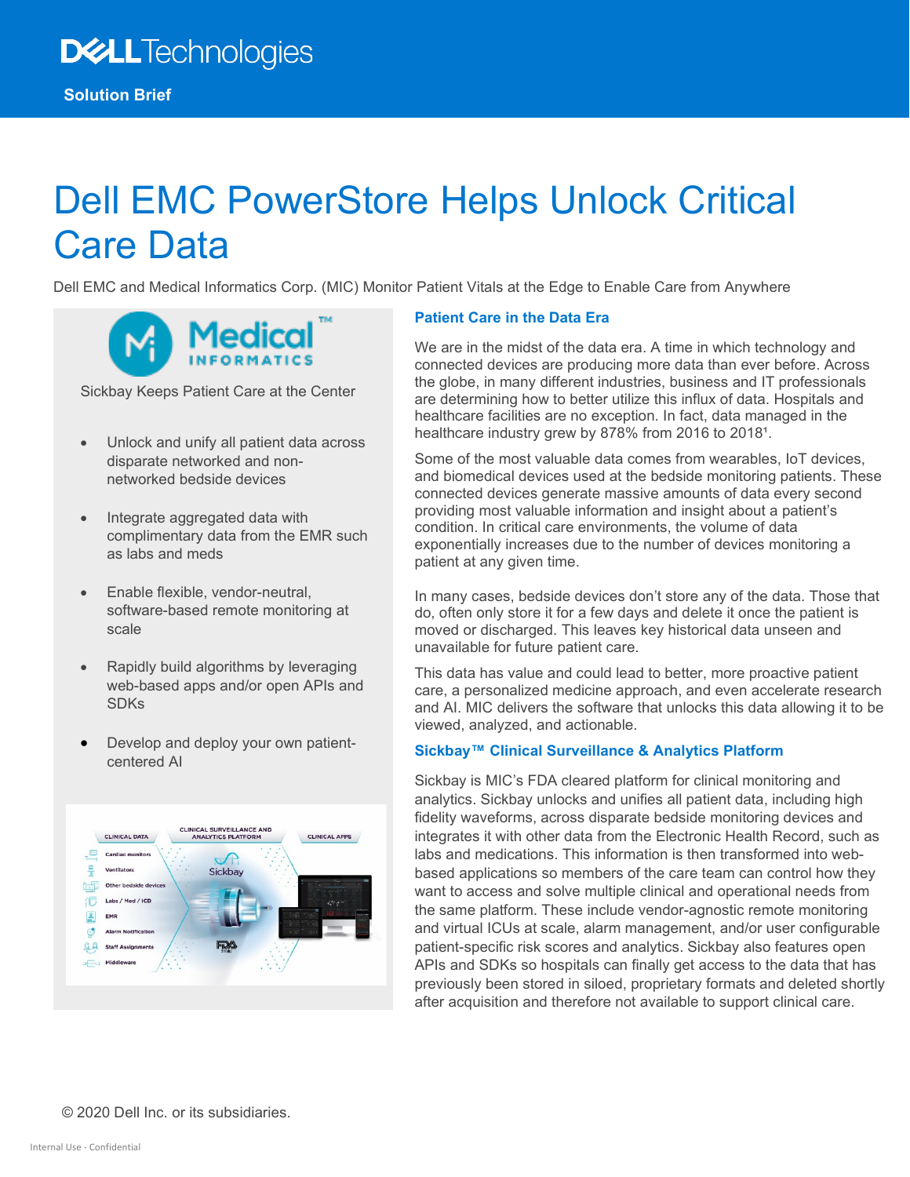Solution Brief

# Dell EMC PowerStore Helps Unlock Critical Care Data

Dell EMC and Medical Informatics Corp. (MIC) Monitor Patient Vitals at the Edge to Enable Care from Anywhere

Sickbay Keeps Patient Care at the Center

- Unlock and unify all patient data across disparate networked and non-networked bedside devices
- Integrate aggregated data with complimentary data from the EMR such as labs and meds
- Enable flexible, vendor-neutral, software-based remote monitoring at scale
- Rapidly build algorithms by leveraging web-based apps and/or open APIs and SDKs
- Develop and deploy your own patient-centered AI

## Patient Care in the Data Era

We are in the midst of the data era. A time in which technology and connected devices are producing more data than ever before. Across the globe, in many different industries, business and IT professionals are determining how to better utilize this influx of data. Hospitals and healthcare facilities are no exception. In fact, data managed in the healthcare industry grew by 878% from 2016 to 2018[1].

Some of the most valuable data comes from wearables, IoT devices, and biomedical devices used at the bedside monitoring patients. These connected devices generate massive amounts of data every second providing most valuable information and insight about a patient's condition. In critical care environments, the volume of data exponentially increases due to the number of devices monitoring a patient at any given time.

In many cases, bedside devices don't store any of the data. Those that do, often only store it for a few days and delete it once the patient is moved or discharged. This leaves key historical data unseen and unavailable for future patient care.

This data has value and could lead to better, more proactive patient care, a personalized medicine approach, and even accelerate research and AI. MIC delivers the software that unlocks this data allowing it to be viewed, analyzed, and actionable.

## Sickbay™ Clinical Surveillance & Analytics Platform

Sickbay is MIC's FDA cleared platform for clinical monitoring and analytics. Sickbay unlocks and unifies all patient data, including high fidelity waveforms, across disparate bedside monitoring devices and integrates it with other data from the Electronic Health Record, such as labs and medications. This information is then transformed into web-based applications so members of the care team can control how they want to access and solve multiple clinical and operational needs from the same platform. These include vendor-agnostic remote monitoring and virtual ICUs at scale, alarm management, and/or user configurable patient-specific risk scores and analytics. Sickbay also features open APIs and SDKs so hospitals can finally get access to the data that has previously been stored in siloed, proprietary formats and deleted shortly after acquisition and therefore not available to support clinical care.

© 2020 Dell Inc. or its subsidiaries.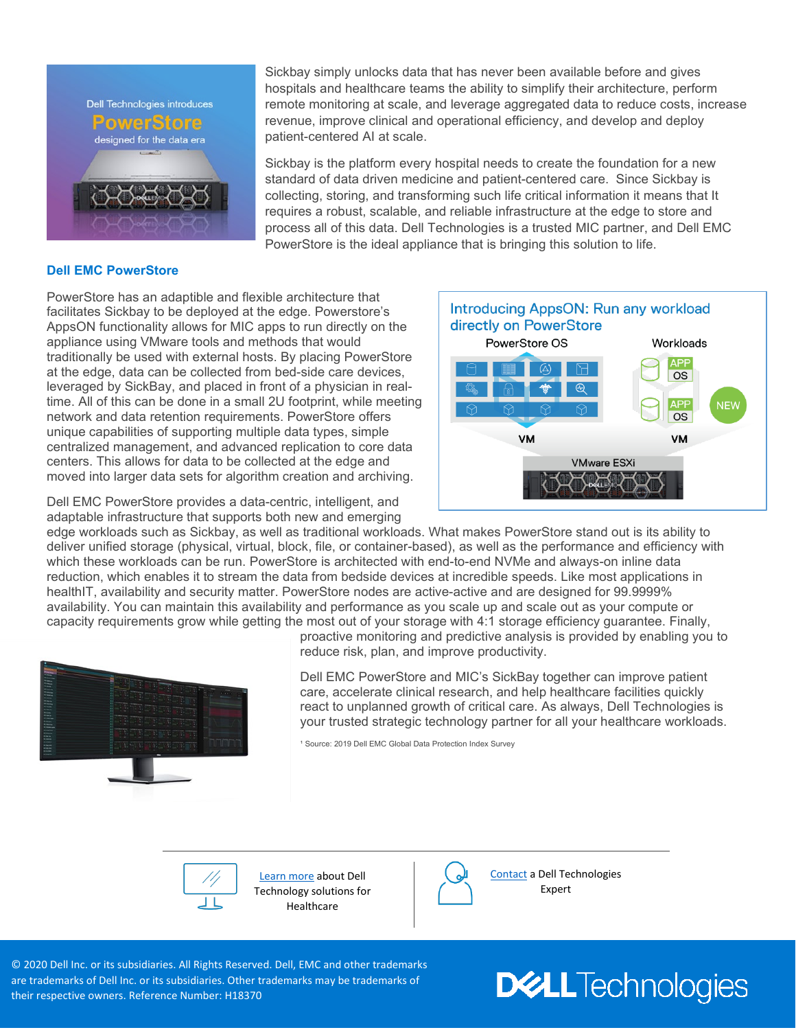Sickbay simply unlocks data that has never been available before and gives hospitals and healthcare teams the ability to simplify their architecture, perform remote monitoring at scale, and leverage aggregated data to reduce costs, increase revenue, improve clinical and operational efficiency, and develop and deploy patient-centered AI at scale.

Sickbay is the platform every hospital needs to create the foundation for a new standard of data driven medicine and patient-centered care. Since Sickbay is collecting, storing, and transforming such life critical information it means that It requires a robust, scalable, and reliable infrastructure at the edge to store and process all of this data. Dell Technologies is a trusted MIC partner, and Dell EMC PowerStore is the ideal appliance that is bringing this solution to life.

### Dell EMC PowerStore

PowerStore has an adaptible and flexible architecture that facilitates Sickbay to be deployed at the edge. Powerstore's AppsON functionality allows for MIC apps to run directly on the appliance using VMware tools and methods that would traditionally be used with external hosts. By placing PowerStore at the edge, data can be collected from bed-side care devices, leveraged by SickBay, and placed in front of a physician in real-time. All of this can be done in a small 2U footprint, while meeting network and data retention requirements. PowerStore offers unique capabilities of supporting multiple data types, simple centralized management, and advanced replication to core data centers. This allows for data to be collected at the edge and moved into larger data sets for algorithm creation and archiving.

Introducing AppsON: Run any workload directly on PowerStore

PowerStore OS

Workloads

APP

OS

APP

OS

NEW

VM

VM

VMware ESXi

Dell EMC PowerStore provides a data-centric, intelligent, and adaptable infrastructure that supports both new and emerging edge workloads such as Sickbay, as well as traditional workloads. What makes PowerStore stand out is its ability to deliver unified storage (physical, virtual, block, file, or container-based), as well as the performance and efficiency with which these workloads can be run. PowerStore is architected with end-to-end NVMe and always-on inline data reduction, which enables it to stream the data from bedside devices at incredible speeds. Like most applications in healthIT, availability and security matter. PowerStore nodes are active-active and are designed for 99.9999% availability. You can maintain this availability and performance as you scale up and scale out as your compute or capacity requirements grow while getting the most out of your storage with 4:1 storage efficiency guarantee. Finally, proactive monitoring and predictive analysis is provided by enabling you to reduce risk, plan, and improve productivity.

Dell EMC PowerStore and MIC's SickBay together can improve patient care, accelerate clinical research, and help healthcare facilities quickly react to unplanned growth of critical care. As always, Dell Technologies is your trusted strategic technology partner for all your healthcare workloads.

[1] Source: 2019 Dell EMC Global Data Protection Index Survey

Learn more about Dell Technology solutions for Healthcare

Contact a Dell Technologies Expert

© 2020 Dell Inc. or its subsidiaries. All Rights Reserved. Dell, EMC and other trademarks are trademarks of Dell Inc. or its subsidiaries. Other trademarks may be trademarks of their respective owners. Reference Number: H18370